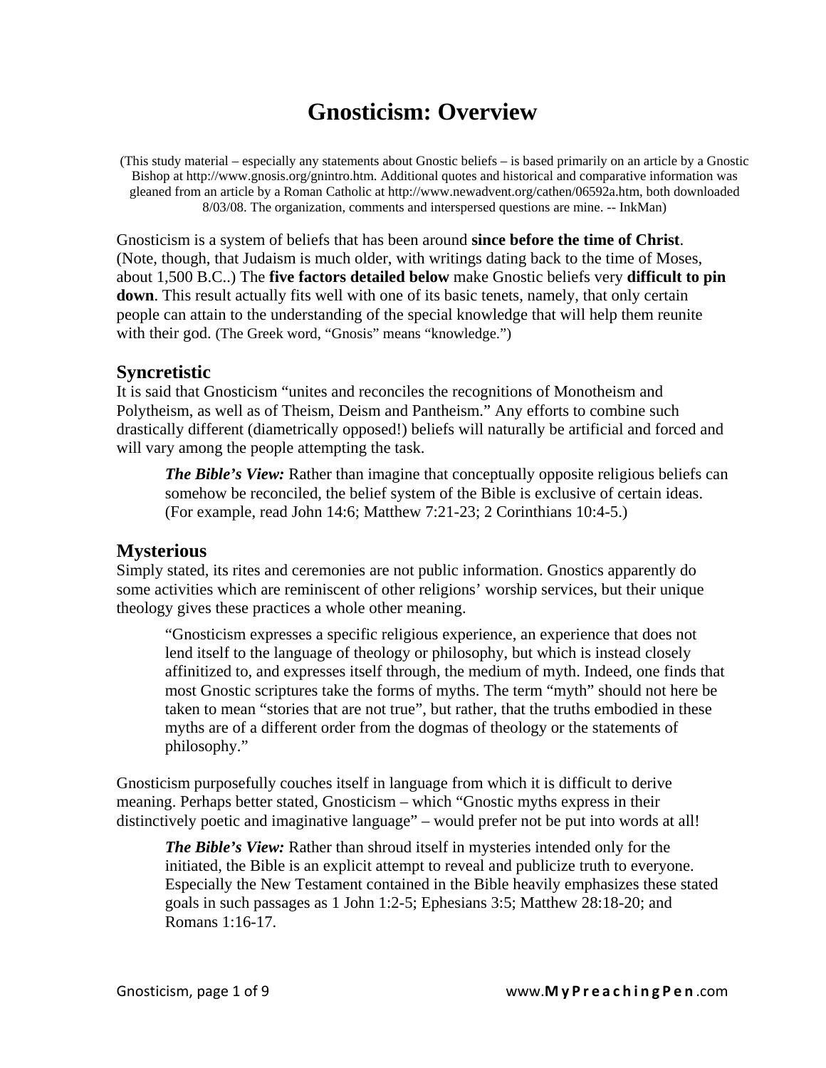# Gnosticism: Overview

(This study material – especially any statements about Gnostic beliefs – is based primarily on an article by a Gnostic Bishop at http://www.gnosis.org/gnintro.htm. Additional quotes and historical and comparative information was gleaned from an article by a Roman Catholic at http://www.newadvent.org/cathen/06592a.htm, both downloaded 8/03/08. The organization, comments and interspersed questions are mine. -- InkMan)

Gnosticism is a system of beliefs that has been around **since before the time of Christ**. (Note, though, that Judaism is much older, with writings dating back to the time of Moses, about 1,500 B.C..) The **five factors detailed below** make Gnostic beliefs very **difficult to pin down**. This result actually fits well with one of its basic tenets, namely, that only certain people can attain to the understanding of the special knowledge that will help them reunite with their god. (The Greek word, "Gnosis" means "knowledge.")

## Syncretistic

It is said that Gnosticism "unites and reconciles the recognitions of Monotheism and Polytheism, as well as of Theism, Deism and Pantheism." Any efforts to combine such drastically different (diametrically opposed!) beliefs will naturally be artificial and forced and will vary among the people attempting the task.

> ***The Bible's View:*** Rather than imagine that conceptually opposite religious beliefs can somehow be reconciled, the belief system of the Bible is exclusive of certain ideas. (For example, read John 14:6; Matthew 7:21-23; 2 Corinthians 10:4-5.)

## Mysterious

Simply stated, its rites and ceremonies are not public information. Gnostics apparently do some activities which are reminiscent of other religions' worship services, but their unique theology gives these practices a whole other meaning.

> "Gnosticism expresses a specific religious experience, an experience that does not lend itself to the language of theology or philosophy, but which is instead closely affinitized to, and expresses itself through, the medium of myth. Indeed, one finds that most Gnostic scriptures take the forms of myths. The term "myth" should not here be taken to mean "stories that are not true", but rather, that the truths embodied in these myths are of a different order from the dogmas of theology or the statements of philosophy."

Gnosticism purposefully couches itself in language from which it is difficult to derive meaning. Perhaps better stated, Gnosticism – which "Gnostic myths express in their distinctively poetic and imaginative language" – would prefer not be put into words at all!

> ***The Bible's View:*** Rather than shroud itself in mysteries intended only for the initiated, the Bible is an explicit attempt to reveal and publicize truth to everyone. Especially the New Testament contained in the Bible heavily emphasizes these stated goals in such passages as 1 John 1:2-5; Ephesians 3:5; Matthew 28:18-20; and Romans 1:16-17.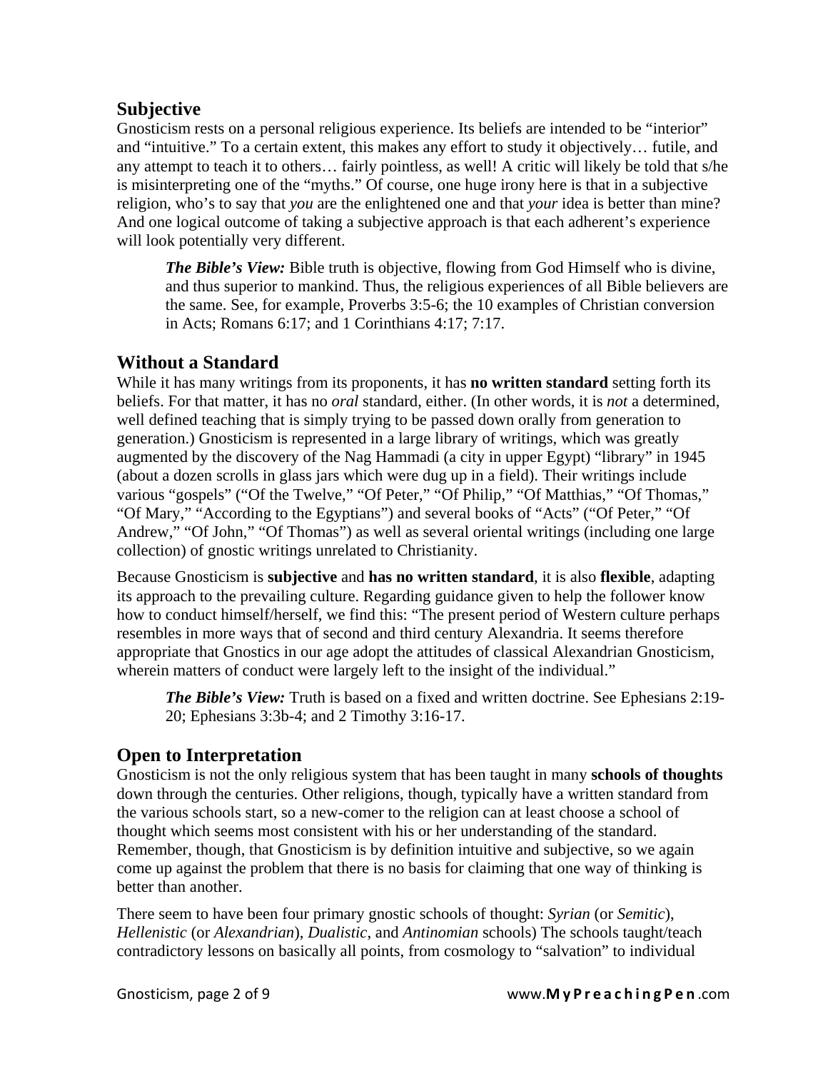## Subjective

Gnosticism rests on a personal religious experience. Its beliefs are intended to be "interior" and "intuitive." To a certain extent, this makes any effort to study it objectively… futile, and any attempt to teach it to others… fairly pointless, as well! A critic will likely be told that s/he is misinterpreting one of the "myths." Of course, one huge irony here is that in a subjective religion, who's to say that *you* are the enlightened one and that *your* idea is better than mine? And one logical outcome of taking a subjective approach is that each adherent's experience will look potentially very different.

> ***The Bible's View:*** Bible truth is objective, flowing from God Himself who is divine, and thus superior to mankind. Thus, the religious experiences of all Bible believers are the same. See, for example, Proverbs 3:5-6; the 10 examples of Christian conversion in Acts; Romans 6:17; and 1 Corinthians 4:17; 7:17.

## Without a Standard

While it has many writings from its proponents, it has **no written standard** setting forth its beliefs. For that matter, it has no *oral* standard, either. (In other words, it is *not* a determined, well defined teaching that is simply trying to be passed down orally from generation to generation.) Gnosticism is represented in a large library of writings, which was greatly augmented by the discovery of the Nag Hammadi (a city in upper Egypt) "library" in 1945 (about a dozen scrolls in glass jars which were dug up in a field). Their writings include various "gospels" ("Of the Twelve," "Of Peter," "Of Philip," "Of Matthias," "Of Thomas," "Of Mary," "According to the Egyptians") and several books of "Acts" ("Of Peter," "Of Andrew," "Of John," "Of Thomas") as well as several oriental writings (including one large collection) of gnostic writings unrelated to Christianity.

Because Gnosticism is **subjective** and **has no written standard**, it is also **flexible**, adapting its approach to the prevailing culture. Regarding guidance given to help the follower know how to conduct himself/herself, we find this: "The present period of Western culture perhaps resembles in more ways that of second and third century Alexandria. It seems therefore appropriate that Gnostics in our age adopt the attitudes of classical Alexandrian Gnosticism, wherein matters of conduct were largely left to the insight of the individual."

> ***The Bible's View:*** Truth is based on a fixed and written doctrine. See Ephesians 2:19-20; Ephesians 3:3b-4; and 2 Timothy 3:16-17.

## Open to Interpretation

Gnosticism is not the only religious system that has been taught in many **schools of thoughts** down through the centuries. Other religions, though, typically have a written standard from the various schools start, so a new-comer to the religion can at least choose a school of thought which seems most consistent with his or her understanding of the standard. Remember, though, that Gnosticism is by definition intuitive and subjective, so we again come up against the problem that there is no basis for claiming that one way of thinking is better than another.

There seem to have been four primary gnostic schools of thought: *Syrian* (or *Semitic*), *Hellenistic* (or *Alexandrian*), *Dualistic*, and *Antinomian* schools) The schools taught/teach contradictory lessons on basically all points, from cosmology to "salvation" to individual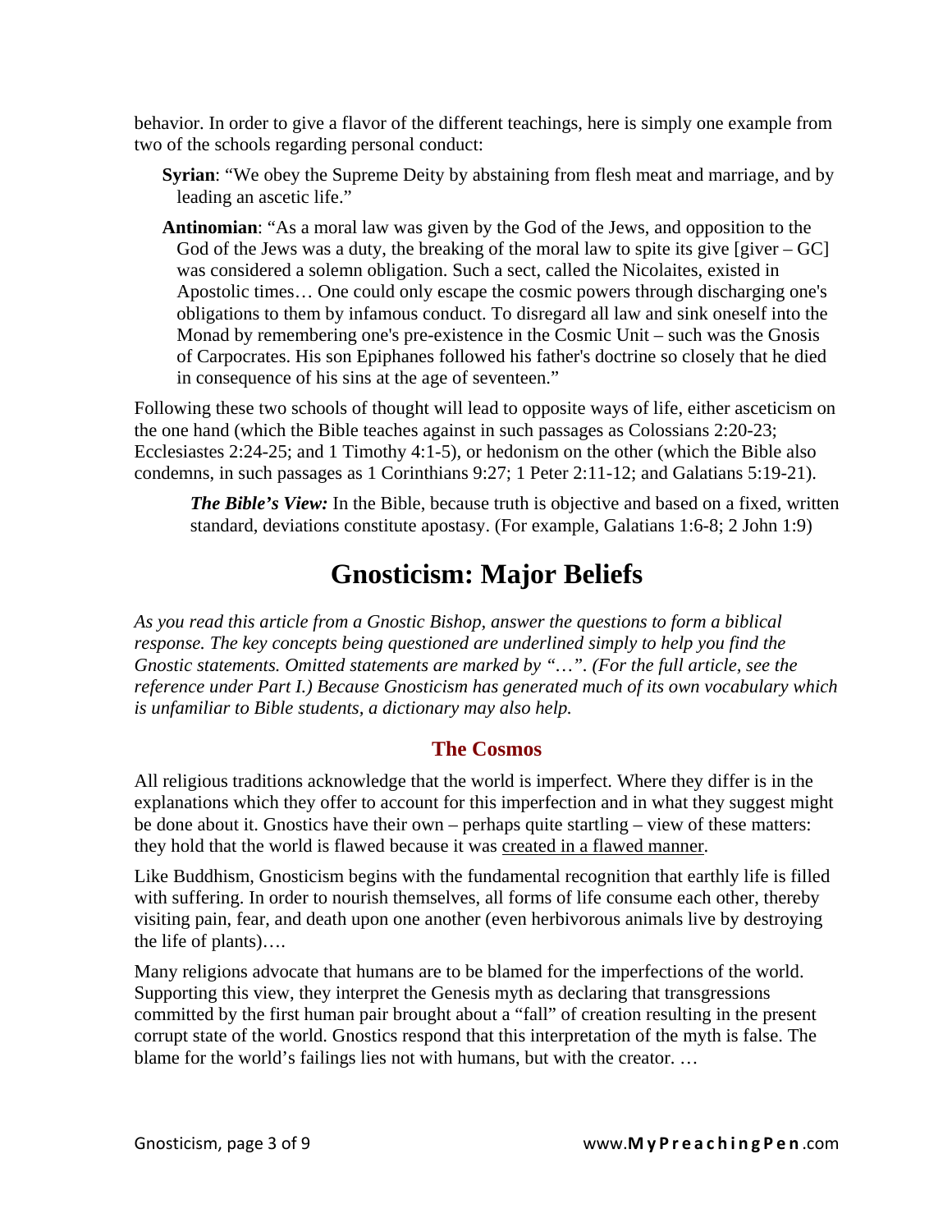behavior. In order to give a flavor of the different teachings, here is simply one example from two of the schools regarding personal conduct:

> **Syrian**: "We obey the Supreme Deity by abstaining from flesh meat and marriage, and by leading an ascetic life."
>
> **Antinomian**: "As a moral law was given by the God of the Jews, and opposition to the God of the Jews was a duty, the breaking of the moral law to spite its give [giver – GC] was considered a solemn obligation. Such a sect, called the Nicolaites, existed in Apostolic times… One could only escape the cosmic powers through discharging one's obligations to them by infamous conduct. To disregard all law and sink oneself into the Monad by remembering one's pre-existence in the Cosmic Unit – such was the Gnosis of Carpocrates. His son Epiphanes followed his father's doctrine so closely that he died in consequence of his sins at the age of seventeen."

Following these two schools of thought will lead to opposite ways of life, either asceticism on the one hand (which the Bible teaches against in such passages as Colossians 2:20-23; Ecclesiastes 2:24-25; and 1 Timothy 4:1-5), or hedonism on the other (which the Bible also condemns, in such passages as 1 Corinthians 9:27; 1 Peter 2:11-12; and Galatians 5:19-21).

> ***The Bible's View:*** In the Bible, because truth is objective and based on a fixed, written standard, deviations constitute apostasy. (For example, Galatians 1:6-8; 2 John 1:9)

# Gnosticism: Major Beliefs

*As you read this article from a Gnostic Bishop, answer the questions to form a biblical response. The key concepts being questioned are underlined simply to help you find the Gnostic statements. Omitted statements are marked by "…". (For the full article, see the reference under Part I.) Because Gnosticism has generated much of its own vocabulary which is unfamiliar to Bible students, a dictionary may also help.*

## The Cosmos

All religious traditions acknowledge that the world is imperfect. Where they differ is in the explanations which they offer to account for this imperfection and in what they suggest might be done about it. Gnostics have their own – perhaps quite startling – view of these matters: they hold that the world is flawed because it was <u>created in a flawed manner</u>.

Like Buddhism, Gnosticism begins with the fundamental recognition that earthly life is filled with suffering. In order to nourish themselves, all forms of life consume each other, thereby visiting pain, fear, and death upon one another (even herbivorous animals live by destroying the life of plants)….

Many religions advocate that humans are to be blamed for the imperfections of the world. Supporting this view, they interpret the Genesis myth as declaring that transgressions committed by the first human pair brought about a "fall" of creation resulting in the present corrupt state of the world. Gnostics respond that this interpretation of the myth is false. The blame for the world's failings lies not with humans, but with the creator. …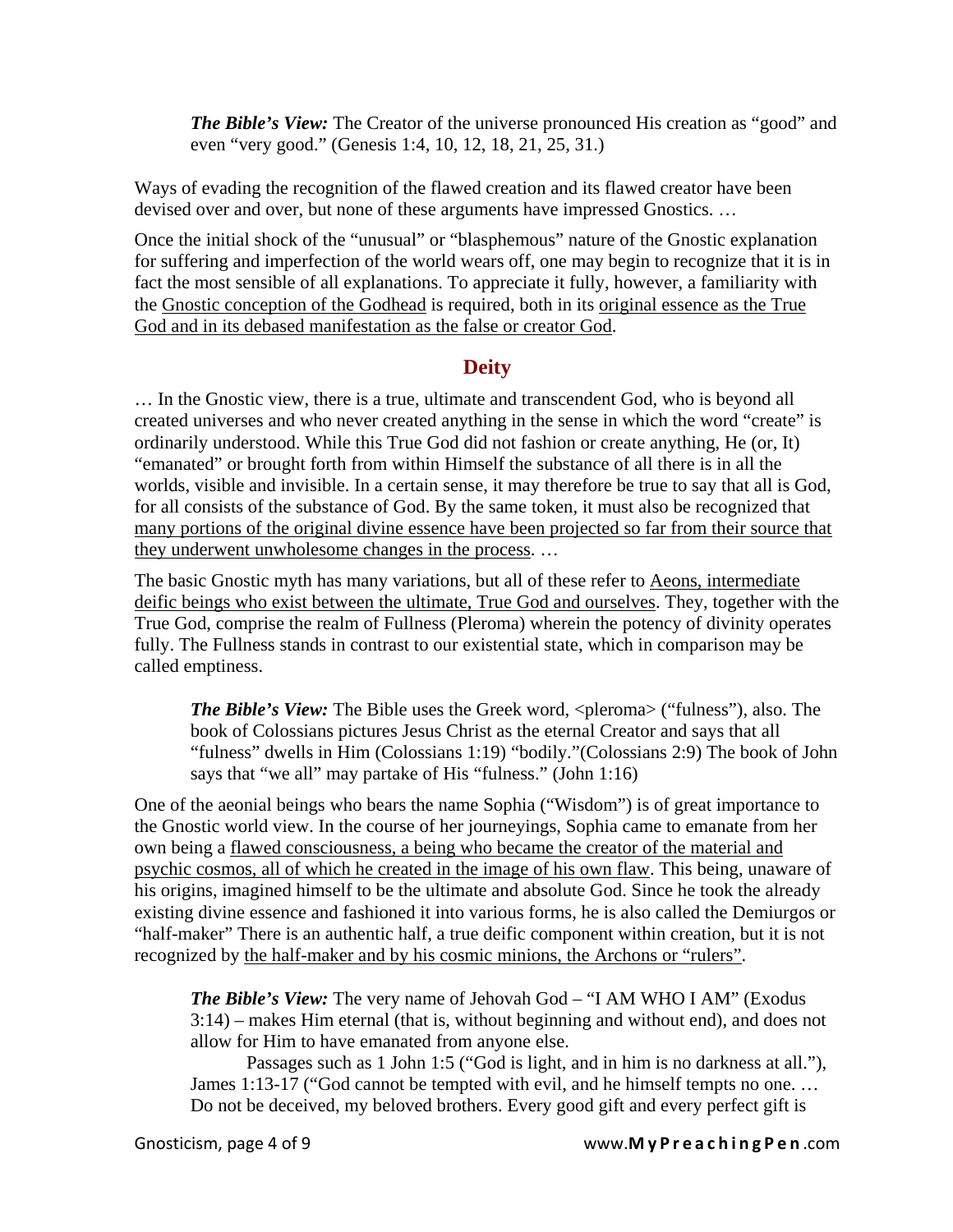> ***The Bible's View:*** The Creator of the universe pronounced His creation as "good" and even "very good." (Genesis 1:4, 10, 12, 18, 21, 25, 31.)

Ways of evading the recognition of the flawed creation and its flawed creator have been devised over and over, but none of these arguments have impressed Gnostics. …

Once the initial shock of the "unusual" or "blasphemous" nature of the Gnostic explanation for suffering and imperfection of the world wears off, one may begin to recognize that it is in fact the most sensible of all explanations. To appreciate it fully, however, a familiarity with the <u>Gnostic conception of the Godhead</u> is required, both in its <u>original essence as the True God and in its debased manifestation as the false or creator God</u>.

## Deity

… In the Gnostic view, there is a true, ultimate and transcendent God, who is beyond all created universes and who never created anything in the sense in which the word "create" is ordinarily understood. While this True God did not fashion or create anything, He (or, It) "emanated" or brought forth from within Himself the substance of all there is in all the worlds, visible and invisible. In a certain sense, it may therefore be true to say that all is God, for all consists of the substance of God. By the same token, it must also be recognized that <u>many portions of the original divine essence have been projected so far from their source that they underwent unwholesome changes in the process</u>. …

The basic Gnostic myth has many variations, but all of these refer to <u>Aeons, intermediate deific beings who exist between the ultimate, True God and ourselves</u>. They, together with the True God, comprise the realm of Fullness (Pleroma) wherein the potency of divinity operates fully. The Fullness stands in contrast to our existential state, which in comparison may be called emptiness.

> ***The Bible's View:*** The Bible uses the Greek word, <pleroma> ("fulness"), also. The book of Colossians pictures Jesus Christ as the eternal Creator and says that all "fulness" dwells in Him (Colossians 1:19) "bodily."(Colossians 2:9) The book of John says that "we all" may partake of His "fulness." (John 1:16)

One of the aeonial beings who bears the name Sophia ("Wisdom") is of great importance to the Gnostic world view. In the course of her journeyings, Sophia came to emanate from her own being a <u>flawed consciousness, a being who became the creator of the material and psychic cosmos, all of which he created in the image of his own flaw</u>. This being, unaware of his origins, imagined himself to be the ultimate and absolute God. Since he took the already existing divine essence and fashioned it into various forms, he is also called the Demiurgos or "half-maker" There is an authentic half, a true deific component within creation, but it is not recognized by <u>the half-maker and by his cosmic minions, the Archons or "rulers"</u>.

> ***The Bible's View:*** The very name of Jehovah God – "I AM WHO I AM" (Exodus 3:14) – makes Him eternal (that is, without beginning and without end), and does not allow for Him to have emanated from anyone else.
>
> Passages such as 1 John 1:5 ("God is light, and in him is no darkness at all."), James 1:13-17 ("God cannot be tempted with evil, and he himself tempts no one. … Do not be deceived, my beloved brothers. Every good gift and every perfect gift is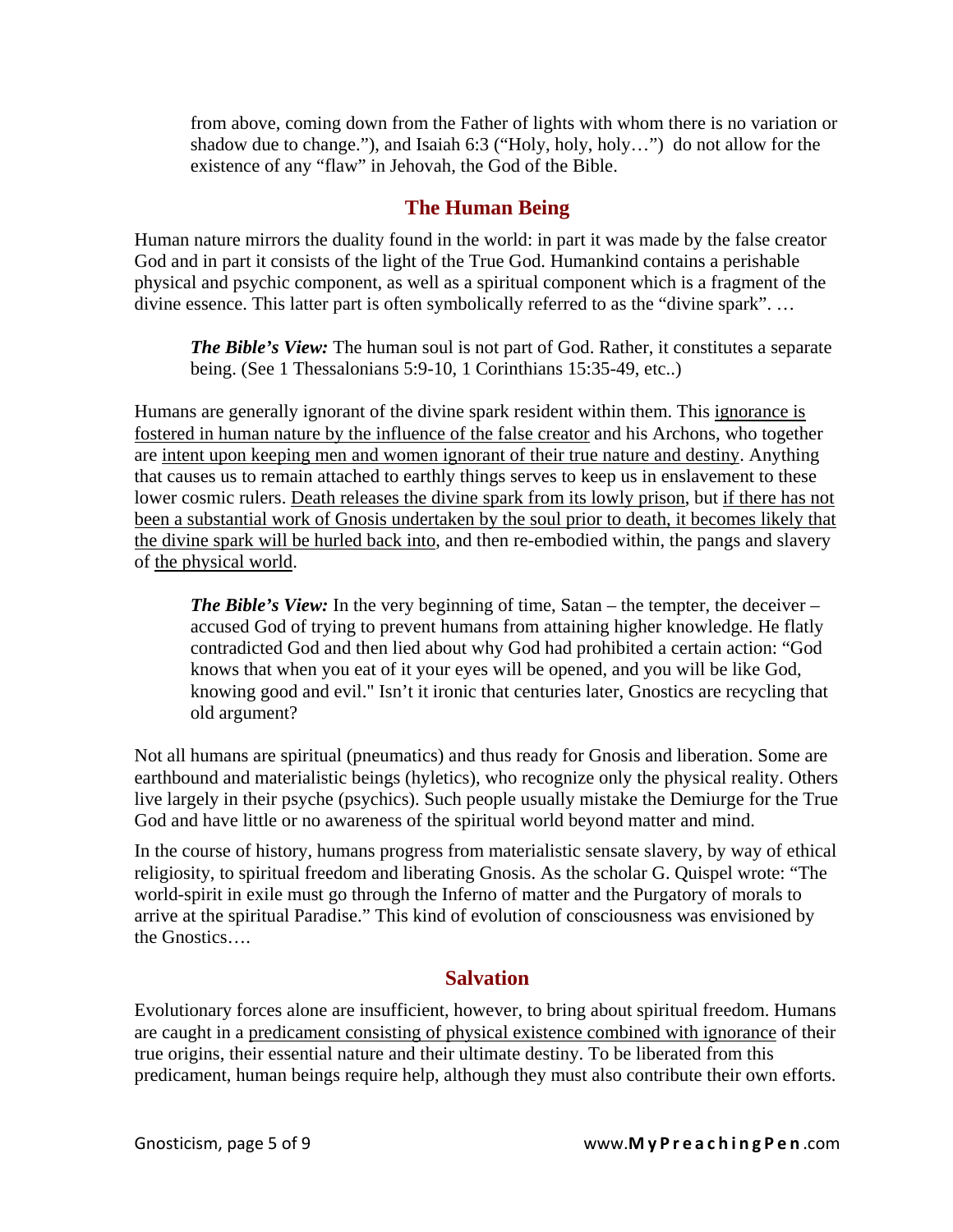> from above, coming down from the Father of lights with whom there is no variation or shadow due to change."), and Isaiah 6:3 ("Holy, holy, holy…") do not allow for the existence of any "flaw" in Jehovah, the God of the Bible.

## The Human Being

Human nature mirrors the duality found in the world: in part it was made by the false creator God and in part it consists of the light of the True God. Humankind contains a perishable physical and psychic component, as well as a spiritual component which is a fragment of the divine essence. This latter part is often symbolically referred to as the "divine spark". …

> ***The Bible's View:*** The human soul is not part of God. Rather, it constitutes a separate being. (See 1 Thessalonians 5:9-10, 1 Corinthians 15:35-49, etc..)

Humans are generally ignorant of the divine spark resident within them. This <u>ignorance is fostered in human nature by the influence of the false creator</u> and his Archons, who together are <u>intent upon keeping men and women ignorant of their true nature and destiny</u>. Anything that causes us to remain attached to earthly things serves to keep us in enslavement to these lower cosmic rulers. <u>Death releases the divine spark from its lowly prison</u>, but <u>if there has not been a substantial work of Gnosis undertaken by the soul prior to death, it becomes likely that the divine spark will be hurled back into</u>, and then re-embodied within, the pangs and slavery of <u>the physical world</u>.

> ***The Bible's View:*** In the very beginning of time, Satan – the tempter, the deceiver – accused God of trying to prevent humans from attaining higher knowledge. He flatly contradicted God and then lied about why God had prohibited a certain action: "God knows that when you eat of it your eyes will be opened, and you will be like God, knowing good and evil." Isn't it ironic that centuries later, Gnostics are recycling that old argument?

Not all humans are spiritual (pneumatics) and thus ready for Gnosis and liberation. Some are earthbound and materialistic beings (hyletics), who recognize only the physical reality. Others live largely in their psyche (psychics). Such people usually mistake the Demiurge for the True God and have little or no awareness of the spiritual world beyond matter and mind.

In the course of history, humans progress from materialistic sensate slavery, by way of ethical religiosity, to spiritual freedom and liberating Gnosis. As the scholar G. Quispel wrote: "The world-spirit in exile must go through the Inferno of matter and the Purgatory of morals to arrive at the spiritual Paradise." This kind of evolution of consciousness was envisioned by the Gnostics….

## Salvation

Evolutionary forces alone are insufficient, however, to bring about spiritual freedom. Humans are caught in a <u>predicament consisting of physical existence combined with ignorance</u> of their true origins, their essential nature and their ultimate destiny. To be liberated from this predicament, human beings require help, although they must also contribute their own efforts.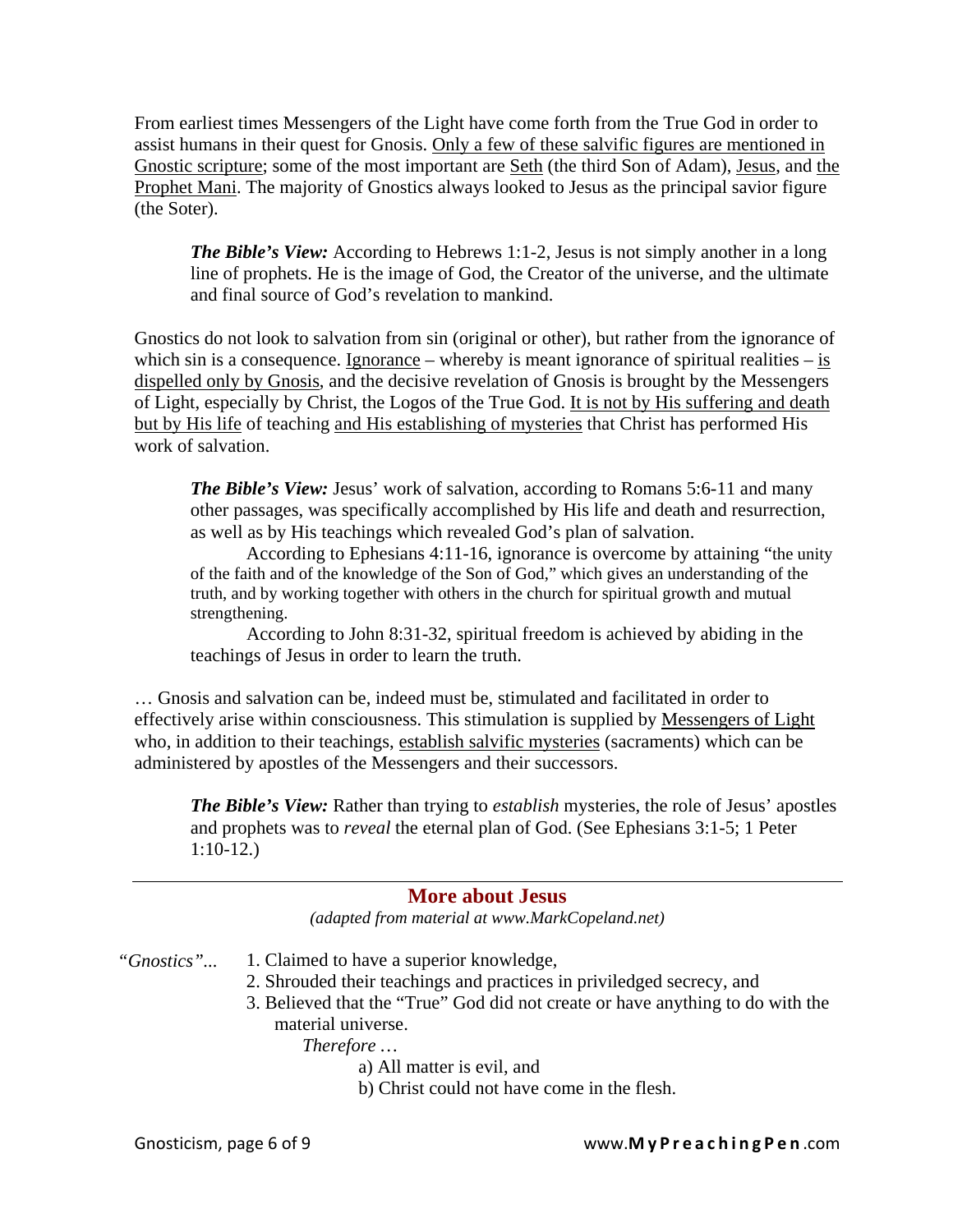From earliest times Messengers of the Light have come forth from the True God in order to assist humans in their quest for Gnosis. Only a few of these salvific figures are mentioned in Gnostic scripture; some of the most important are Seth (the third Son of Adam), Jesus, and the Prophet Mani. The majority of Gnostics always looked to Jesus as the principal savior figure (the Soter).

> ***The Bible's View:*** According to Hebrews 1:1-2, Jesus is not simply another in a long line of prophets. He is the image of God, the Creator of the universe, and the ultimate and final source of God's revelation to mankind.

Gnostics do not look to salvation from sin (original or other), but rather from the ignorance of which sin is a consequence. Ignorance – whereby is meant ignorance of spiritual realities – is dispelled only by Gnosis, and the decisive revelation of Gnosis is brought by the Messengers of Light, especially by Christ, the Logos of the True God. It is not by His suffering and death but by His life of teaching and His establishing of mysteries that Christ has performed His work of salvation.

> ***The Bible's View:*** Jesus' work of salvation, according to Romans 5:6-11 and many other passages, was specifically accomplished by His life and death and resurrection, as well as by His teachings which revealed God's plan of salvation.
>
> According to Ephesians 4:11-16, ignorance is overcome by attaining "the unity of the faith and of the knowledge of the Son of God," which gives an understanding of the truth, and by working together with others in the church for spiritual growth and mutual strengthening.
>
> According to John 8:31-32, spiritual freedom is achieved by abiding in the teachings of Jesus in order to learn the truth.

… Gnosis and salvation can be, indeed must be, stimulated and facilitated in order to effectively arise within consciousness. This stimulation is supplied by Messengers of Light who, in addition to their teachings, establish salvific mysteries (sacraments) which can be administered by apostles of the Messengers and their successors.

> ***The Bible's View:*** Rather than trying to *establish* mysteries, the role of Jesus' apostles and prophets was to *reveal* the eternal plan of God. (See Ephesians 3:1-5; 1 Peter 1:10-12.)

---

## More about Jesus

*(adapted from material at www.MarkCopeland.net)*

*"Gnostics"...*

1. Claimed to have a superior knowledge,
2. Shrouded their teachings and practices in priviledged secrecy, and
3. Believed that the "True" God did not create or have anything to do with the material universe.

   *Therefore …*

   a) All matter is evil, and

   b) Christ could not have come in the flesh.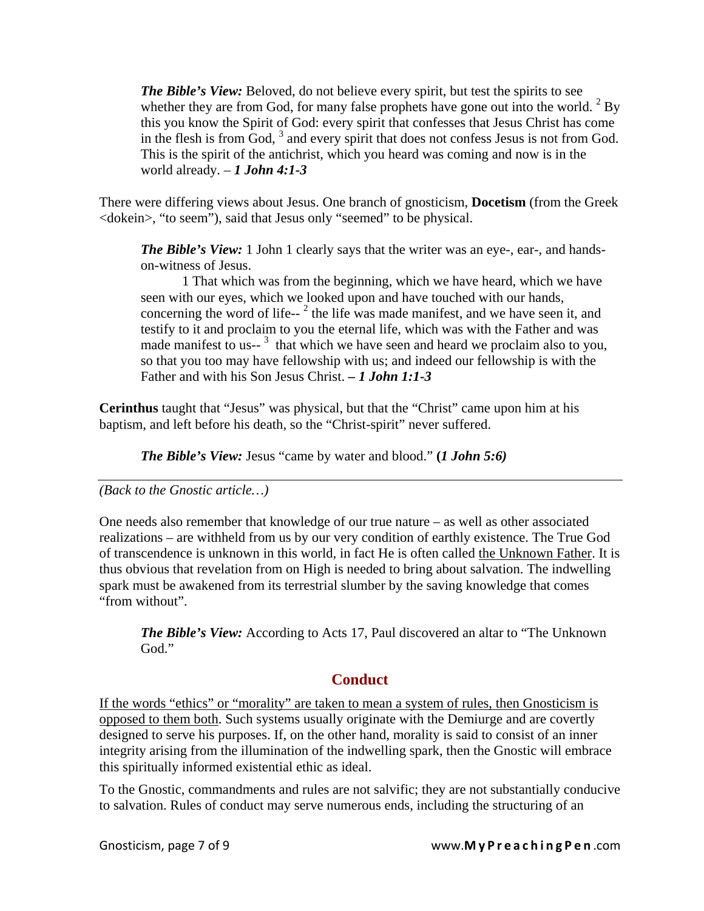> ***The Bible's View:*** Beloved, do not believe every spirit, but test the spirits to see whether they are from God, for many false prophets have gone out into the world. [2] By this you know the Spirit of God: every spirit that confesses that Jesus Christ has come in the flesh is from God, [3] and every spirit that does not confess Jesus is not from God. This is the spirit of the antichrist, which you heard was coming and now is in the world already. – ***1 John 4:1-3***

There were differing views about Jesus. One branch of gnosticism, **Docetism** (from the Greek <dokein>, "to seem"), said that Jesus only "seemed" to be physical.

> ***The Bible's View:*** 1 John 1 clearly says that the writer was an eye-, ear-, and hands-on-witness of Jesus.
>
> 1 That which was from the beginning, which we have heard, which we have seen with our eyes, which we looked upon and have touched with our hands, concerning the word of life-- [2] the life was made manifest, and we have seen it, and testify to it and proclaim to you the eternal life, which was with the Father and was made manifest to us-- [3] that which we have seen and heard we proclaim also to you, so that you too may have fellowship with us; and indeed our fellowship is with the Father and with his Son Jesus Christ. ***– 1 John 1:1-3***

**Cerinthus** taught that "Jesus" was physical, but that the "Christ" came upon him at his baptism, and left before his death, so the "Christ-spirit" never suffered.

> ***The Bible's View:*** Jesus "came by water and blood." **(*1 John 5:6)***

---

*(Back to the Gnostic article…)*

One needs also remember that knowledge of our true nature – as well as other associated realizations – are withheld from us by our very condition of earthly existence. The True God of transcendence is unknown in this world, in fact He is often called <u>the Unknown Father</u>. It is thus obvious that revelation from on High is needed to bring about salvation. The indwelling spark must be awakened from its terrestrial slumber by the saving knowledge that comes "from without".

> ***The Bible's View:*** According to Acts 17, Paul discovered an altar to "The Unknown God."

## Conduct

<u>If the words "ethics" or "morality" are taken to mean a system of rules, then Gnosticism is opposed to them both</u>. Such systems usually originate with the Demiurge and are covertly designed to serve his purposes. If, on the other hand, morality is said to consist of an inner integrity arising from the illumination of the indwelling spark, then the Gnostic will embrace this spiritually informed existential ethic as ideal.

To the Gnostic, commandments and rules are not salvific; they are not substantially conducive to salvation. Rules of conduct may serve numerous ends, including the structuring of an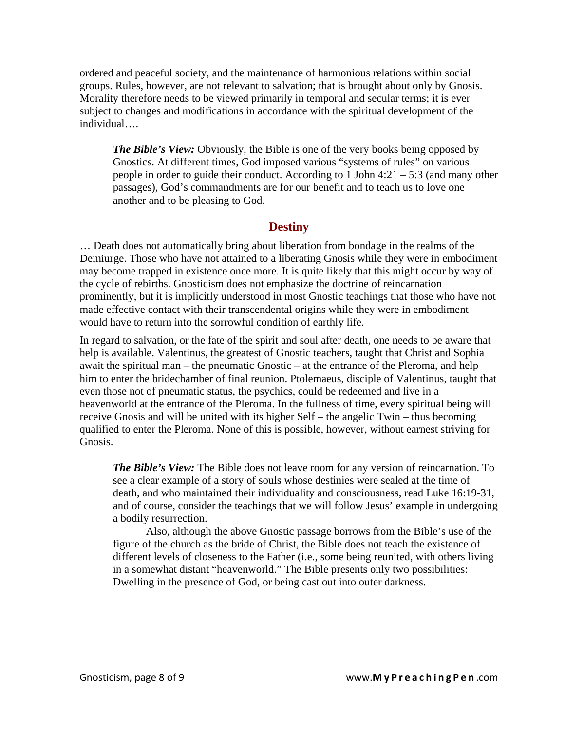ordered and peaceful society, and the maintenance of harmonious relations within social groups. Rules, however, are not relevant to salvation; that is brought about only by Gnosis. Morality therefore needs to be viewed primarily in temporal and secular terms; it is ever subject to changes and modifications in accordance with the spiritual development of the individual….

> ***The Bible's View:*** Obviously, the Bible is one of the very books being opposed by Gnostics. At different times, God imposed various "systems of rules" on various people in order to guide their conduct. According to 1 John 4:21 – 5:3 (and many other passages), God's commandments are for our benefit and to teach us to love one another and to be pleasing to God.

## Destiny

… Death does not automatically bring about liberation from bondage in the realms of the Demiurge. Those who have not attained to a liberating Gnosis while they were in embodiment may become trapped in existence once more. It is quite likely that this might occur by way of the cycle of rebirths. Gnosticism does not emphasize the doctrine of reincarnation prominently, but it is implicitly understood in most Gnostic teachings that those who have not made effective contact with their transcendental origins while they were in embodiment would have to return into the sorrowful condition of earthly life.

In regard to salvation, or the fate of the spirit and soul after death, one needs to be aware that help is available. Valentinus, the greatest of Gnostic teachers, taught that Christ and Sophia await the spiritual man – the pneumatic Gnostic – at the entrance of the Pleroma, and help him to enter the bridechamber of final reunion. Ptolemaeus, disciple of Valentinus, taught that even those not of pneumatic status, the psychics, could be redeemed and live in a heavenworld at the entrance of the Pleroma. In the fullness of time, every spiritual being will receive Gnosis and will be united with its higher Self – the angelic Twin – thus becoming qualified to enter the Pleroma. None of this is possible, however, without earnest striving for Gnosis.

> ***The Bible's View:*** The Bible does not leave room for any version of reincarnation. To see a clear example of a story of souls whose destinies were sealed at the time of death, and who maintained their individuality and consciousness, read Luke 16:19-31, and of course, consider the teachings that we will follow Jesus' example in undergoing a bodily resurrection.
>
> Also, although the above Gnostic passage borrows from the Bible's use of the figure of the church as the bride of Christ, the Bible does not teach the existence of different levels of closeness to the Father (i.e., some being reunited, with others living in a somewhat distant "heavenworld." The Bible presents only two possibilities: Dwelling in the presence of God, or being cast out into outer darkness.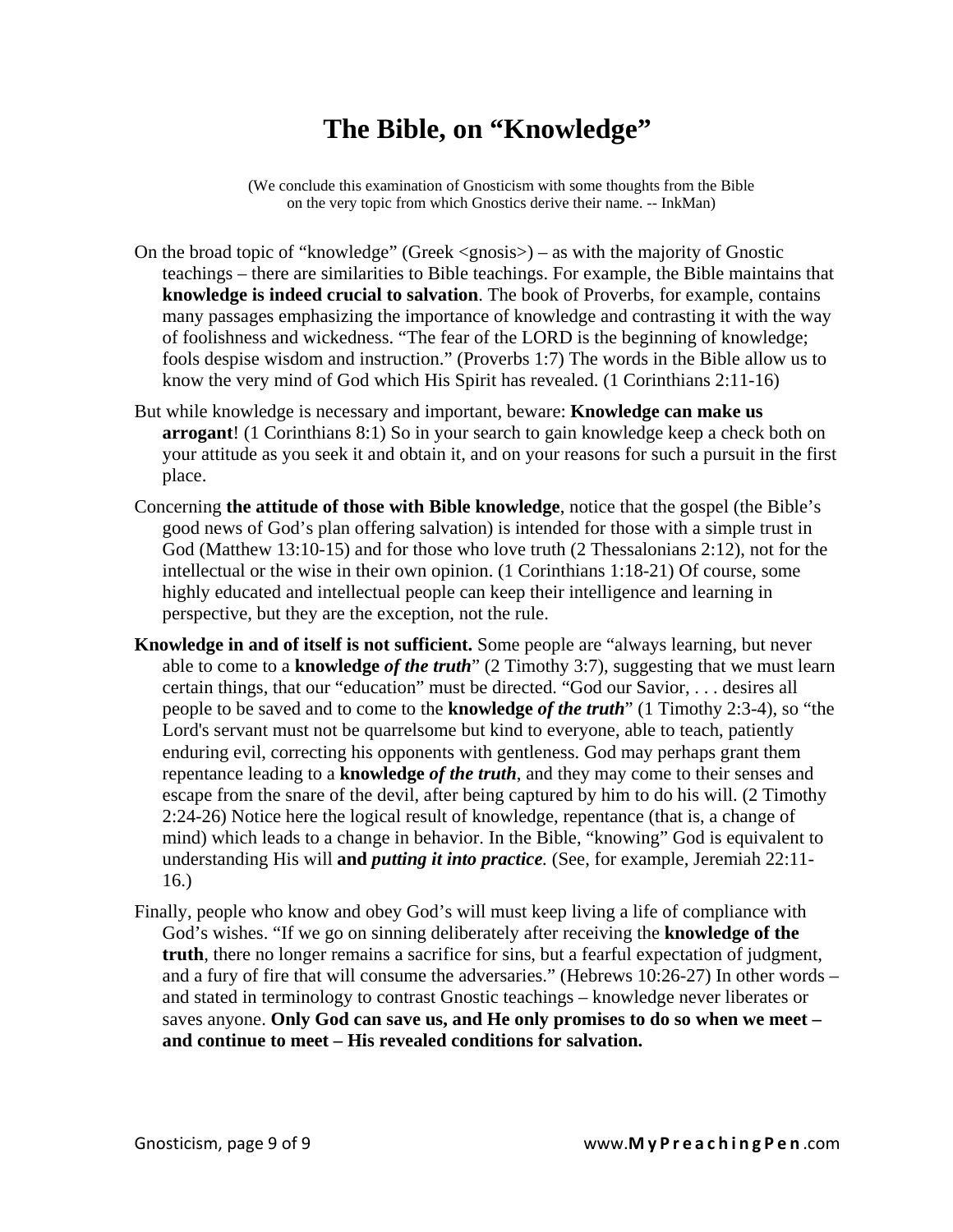# The Bible, on "Knowledge"

(We conclude this examination of Gnosticism with some thoughts from the Bible on the very topic from which Gnostics derive their name. -- InkMan)

On the broad topic of "knowledge" (Greek <gnosis>) – as with the majority of Gnostic teachings – there are similarities to Bible teachings. For example, the Bible maintains that **knowledge is indeed crucial to salvation**. The book of Proverbs, for example, contains many passages emphasizing the importance of knowledge and contrasting it with the way of foolishness and wickedness. "The fear of the LORD is the beginning of knowledge; fools despise wisdom and instruction." (Proverbs 1:7) The words in the Bible allow us to know the very mind of God which His Spirit has revealed. (1 Corinthians 2:11-16)

But while knowledge is necessary and important, beware: **Knowledge can make us arrogant**! (1 Corinthians 8:1) So in your search to gain knowledge keep a check both on your attitude as you seek it and obtain it, and on your reasons for such a pursuit in the first place.

Concerning **the attitude of those with Bible knowledge**, notice that the gospel (the Bible's good news of God's plan offering salvation) is intended for those with a simple trust in God (Matthew 13:10-15) and for those who love truth (2 Thessalonians 2:12), not for the intellectual or the wise in their own opinion. (1 Corinthians 1:18-21) Of course, some highly educated and intellectual people can keep their intelligence and learning in perspective, but they are the exception, not the rule.

**Knowledge in and of itself is not sufficient.** Some people are "always learning, but never able to come to a **knowledge *of the truth*"** (2 Timothy 3:7), suggesting that we must learn certain things, that our "education" must be directed. "God our Savior, . . . desires all people to be saved and to come to the **knowledge *of the truth*"** (1 Timothy 2:3-4), so "the Lord's servant must not be quarrelsome but kind to everyone, able to teach, patiently enduring evil, correcting his opponents with gentleness. God may perhaps grant them repentance leading to a **knowledge *of the truth***, and they may come to their senses and escape from the snare of the devil, after being captured by him to do his will. (2 Timothy 2:24-26) Notice here the logical result of knowledge, repentance (that is, a change of mind) which leads to a change in behavior. In the Bible, "knowing" God is equivalent to understanding His will **and *putting it into practice*.** (See, for example, Jeremiah 22:11-16.)

Finally, people who know and obey God's will must keep living a life of compliance with God's wishes. "If we go on sinning deliberately after receiving the **knowledge of the truth**, there no longer remains a sacrifice for sins, but a fearful expectation of judgment, and a fury of fire that will consume the adversaries." (Hebrews 10:26-27) In other words – and stated in terminology to contrast Gnostic teachings – knowledge never liberates or saves anyone. **Only God can save us, and He only promises to do so when we meet – and continue to meet – His revealed conditions for salvation.**